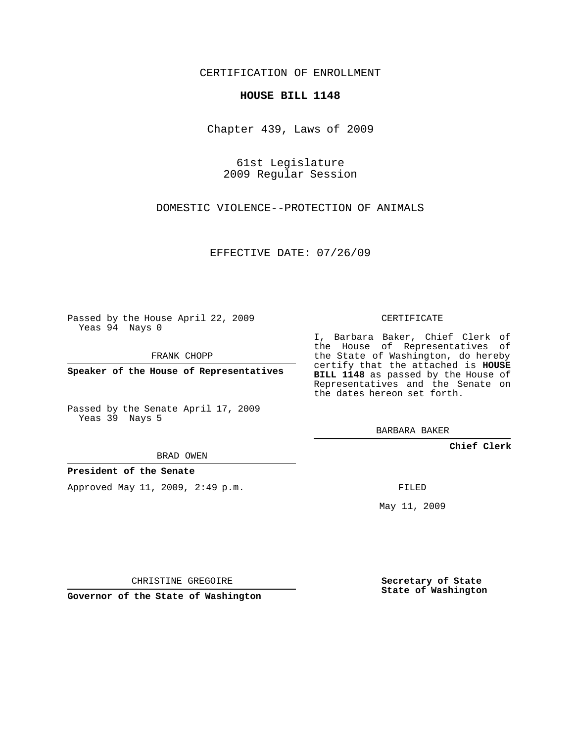CERTIFICATION OF ENROLLMENT

**HOUSE BILL 1148**

Chapter 439, Laws of 2009

61st Legislature
2009 Regular Session

DOMESTIC VIOLENCE--PROTECTION OF ANIMALS

EFFECTIVE DATE: 07/26/09

Passed by the House April 22, 2009
Yeas 94 Nays 0

FRANK CHOPP

**Speaker of the House of Representatives**

Passed by the Senate April 17, 2009
Yeas 39 Nays 5

BRAD OWEN

**President of the Senate**

Approved May 11, 2009, 2:49 p.m.

CHRISTINE GREGOIRE

**Governor of the State of Washington**

CERTIFICATE

I, Barbara Baker, Chief Clerk of the House of Representatives of the State of Washington, do hereby certify that the attached is **HOUSE BILL 1148** as passed by the House of Representatives and the Senate on the dates hereon set forth.

BARBARA BAKER

**Chief Clerk**

FILED

May 11, 2009

**Secretary of State**
**State of Washington**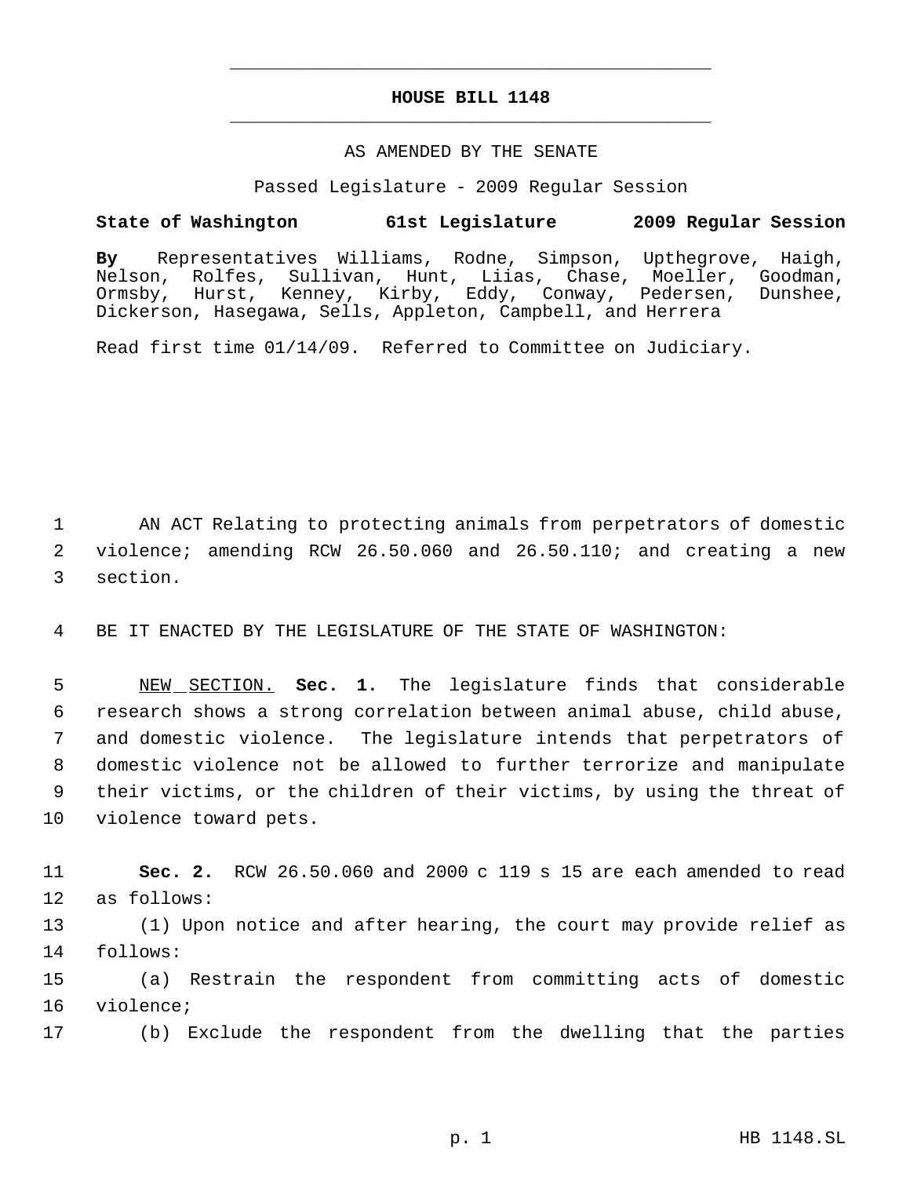# HOUSE BILL 1148

AS AMENDED BY THE SENATE

Passed Legislature - 2009 Regular Session

**State of Washington 61st Legislature 2009 Regular Session**

**By** Representatives Williams, Rodne, Simpson, Upthegrove, Haigh, Nelson, Rolfes, Sullivan, Hunt, Liias, Chase, Moeller, Goodman, Ormsby, Hurst, Kenney, Kirby, Eddy, Conway, Pedersen, Dunshee, Dickerson, Hasegawa, Sells, Appleton, Campbell, and Herrera

Read first time 01/14/09. Referred to Committee on Judiciary.

1 AN ACT Relating to protecting animals from perpetrators of domestic
2 violence; amending RCW 26.50.060 and 26.50.110; and creating a new
3 section.

4 BE IT ENACTED BY THE LEGISLATURE OF THE STATE OF WASHINGTON:

5 NEW SECTION. **Sec. 1.** The legislature finds that considerable
6 research shows a strong correlation between animal abuse, child abuse,
7 and domestic violence. The legislature intends that perpetrators of
8 domestic violence not be allowed to further terrorize and manipulate
9 their victims, or the children of their victims, by using the threat of
10 violence toward pets.

11 **Sec. 2.** RCW 26.50.060 and 2000 c 119 s 15 are each amended to read
12 as follows:

13 (1) Upon notice and after hearing, the court may provide relief as
14 follows:

15 (a) Restrain the respondent from committing acts of domestic
16 violence;

17 (b) Exclude the respondent from the dwelling that the parties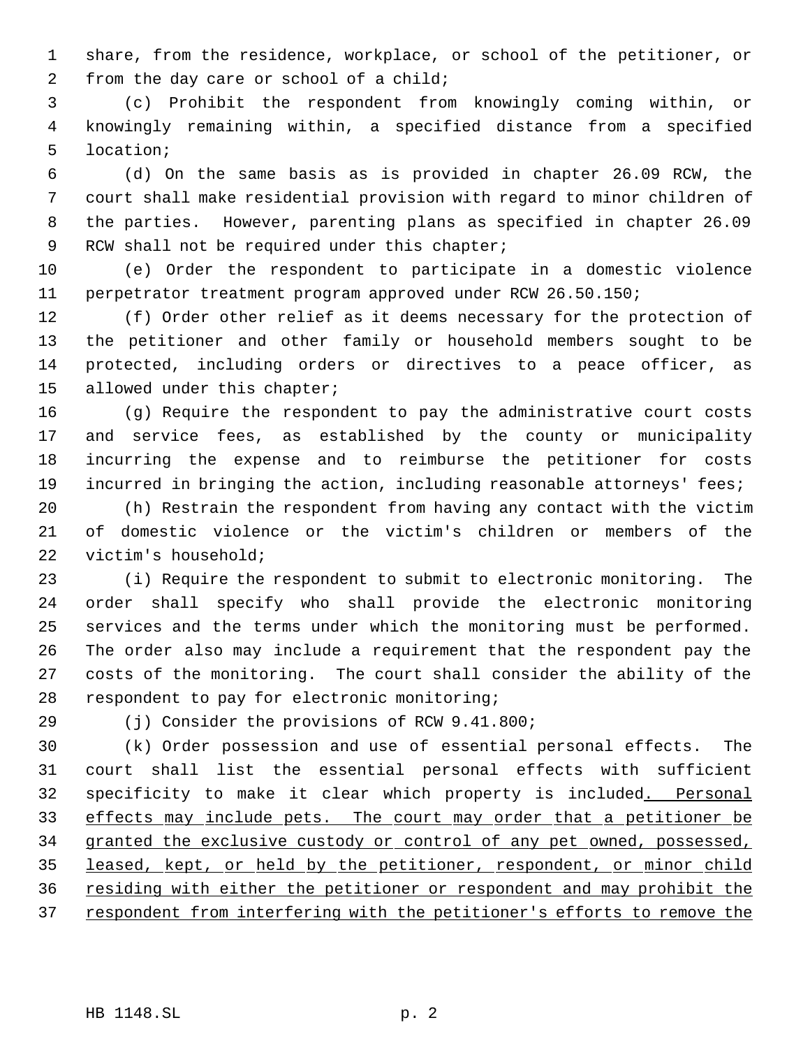share, from the residence, workplace, or school of the petitioner, or from the day care or school of a child;

(c) Prohibit the respondent from knowingly coming within, or knowingly remaining within, a specified distance from a specified location;

(d) On the same basis as is provided in chapter 26.09 RCW, the court shall make residential provision with regard to minor children of the parties. However, parenting plans as specified in chapter 26.09 RCW shall not be required under this chapter;

(e) Order the respondent to participate in a domestic violence perpetrator treatment program approved under RCW 26.50.150;

(f) Order other relief as it deems necessary for the protection of the petitioner and other family or household members sought to be protected, including orders or directives to a peace officer, as allowed under this chapter;

(g) Require the respondent to pay the administrative court costs and service fees, as established by the county or municipality incurring the expense and to reimburse the petitioner for costs incurred in bringing the action, including reasonable attorneys' fees;

(h) Restrain the respondent from having any contact with the victim of domestic violence or the victim's children or members of the victim's household;

(i) Require the respondent to submit to electronic monitoring. The order shall specify who shall provide the electronic monitoring services and the terms under which the monitoring must be performed. The order also may include a requirement that the respondent pay the costs of the monitoring. The court shall consider the ability of the respondent to pay for electronic monitoring;

(j) Consider the provisions of RCW 9.41.800;

(k) Order possession and use of essential personal effects. The court shall list the essential personal effects with sufficient specificity to make it clear which property is included<u>. Personal effects may include pets. The court may order that a petitioner be granted the exclusive custody or control of any pet owned, possessed, leased, kept, or held by the petitioner, respondent, or minor child residing with either the petitioner or respondent and may prohibit the respondent from interfering with the petitioner's efforts to remove the</u>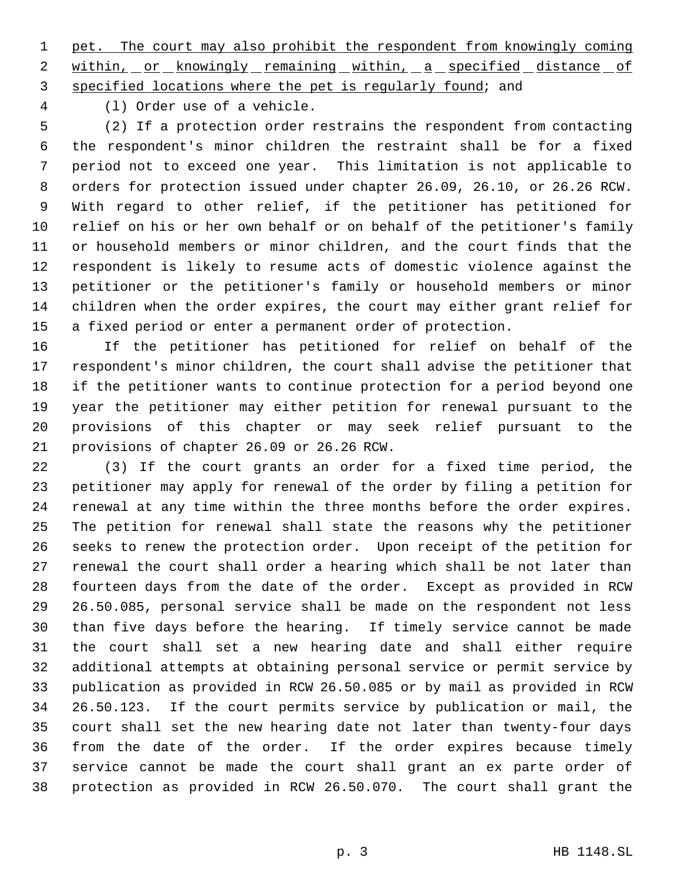pet. The court may also prohibit the respondent from knowingly coming within, or knowingly remaining within, a specified distance of specified locations where the pet is regularly found; and

(l) Order use of a vehicle.

(2) If a protection order restrains the respondent from contacting the respondent's minor children the restraint shall be for a fixed period not to exceed one year. This limitation is not applicable to orders for protection issued under chapter 26.09, 26.10, or 26.26 RCW. With regard to other relief, if the petitioner has petitioned for relief on his or her own behalf or on behalf of the petitioner's family or household members or minor children, and the court finds that the respondent is likely to resume acts of domestic violence against the petitioner or the petitioner's family or household members or minor children when the order expires, the court may either grant relief for a fixed period or enter a permanent order of protection.

If the petitioner has petitioned for relief on behalf of the respondent's minor children, the court shall advise the petitioner that if the petitioner wants to continue protection for a period beyond one year the petitioner may either petition for renewal pursuant to the provisions of this chapter or may seek relief pursuant to the provisions of chapter 26.09 or 26.26 RCW.

(3) If the court grants an order for a fixed time period, the petitioner may apply for renewal of the order by filing a petition for renewal at any time within the three months before the order expires. The petition for renewal shall state the reasons why the petitioner seeks to renew the protection order. Upon receipt of the petition for renewal the court shall order a hearing which shall be not later than fourteen days from the date of the order. Except as provided in RCW 26.50.085, personal service shall be made on the respondent not less than five days before the hearing. If timely service cannot be made the court shall set a new hearing date and shall either require additional attempts at obtaining personal service or permit service by publication as provided in RCW 26.50.085 or by mail as provided in RCW 26.50.123. If the court permits service by publication or mail, the court shall set the new hearing date not later than twenty-four days from the date of the order. If the order expires because timely service cannot be made the court shall grant an ex parte order of protection as provided in RCW 26.50.070. The court shall grant the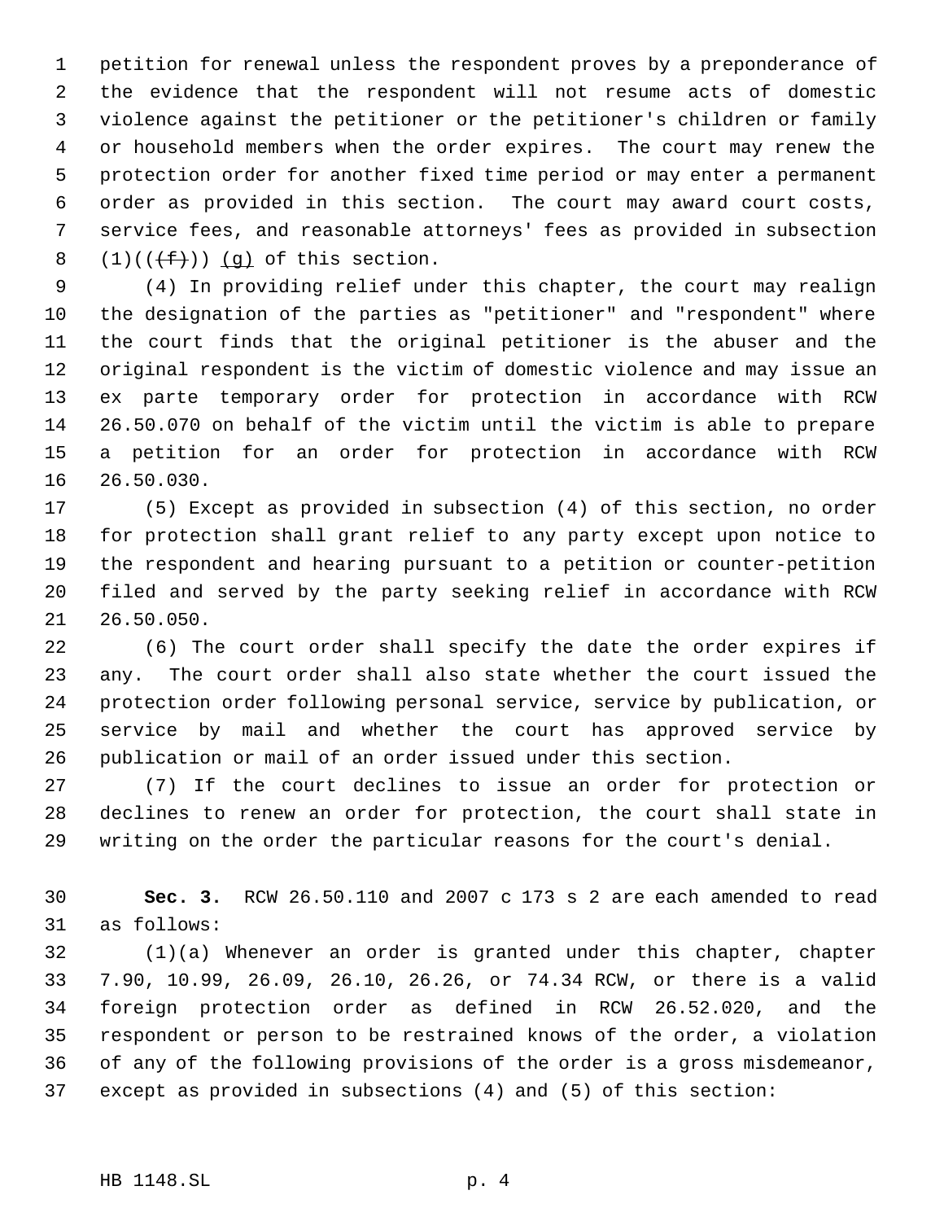petition for renewal unless the respondent proves by a preponderance of the evidence that the respondent will not resume acts of domestic violence against the petitioner or the petitioner's children or family or household members when the order expires. The court may renew the protection order for another fixed time period or may enter a permanent order as provided in this section. The court may award court costs, service fees, and reasonable attorneys' fees as provided in subsection (1)((~~(f)~~)) (g) of this section.

(4) In providing relief under this chapter, the court may realign the designation of the parties as "petitioner" and "respondent" where the court finds that the original petitioner is the abuser and the original respondent is the victim of domestic violence and may issue an ex parte temporary order for protection in accordance with RCW 26.50.070 on behalf of the victim until the victim is able to prepare a petition for an order for protection in accordance with RCW 26.50.030.

(5) Except as provided in subsection (4) of this section, no order for protection shall grant relief to any party except upon notice to the respondent and hearing pursuant to a petition or counter-petition filed and served by the party seeking relief in accordance with RCW 26.50.050.

(6) The court order shall specify the date the order expires if any. The court order shall also state whether the court issued the protection order following personal service, service by publication, or service by mail and whether the court has approved service by publication or mail of an order issued under this section.

(7) If the court declines to issue an order for protection or declines to renew an order for protection, the court shall state in writing on the order the particular reasons for the court's denial.

**Sec. 3.** RCW 26.50.110 and 2007 c 173 s 2 are each amended to read as follows:

(1)(a) Whenever an order is granted under this chapter, chapter 7.90, 10.99, 26.09, 26.10, 26.26, or 74.34 RCW, or there is a valid foreign protection order as defined in RCW 26.52.020, and the respondent or person to be restrained knows of the order, a violation of any of the following provisions of the order is a gross misdemeanor, except as provided in subsections (4) and (5) of this section: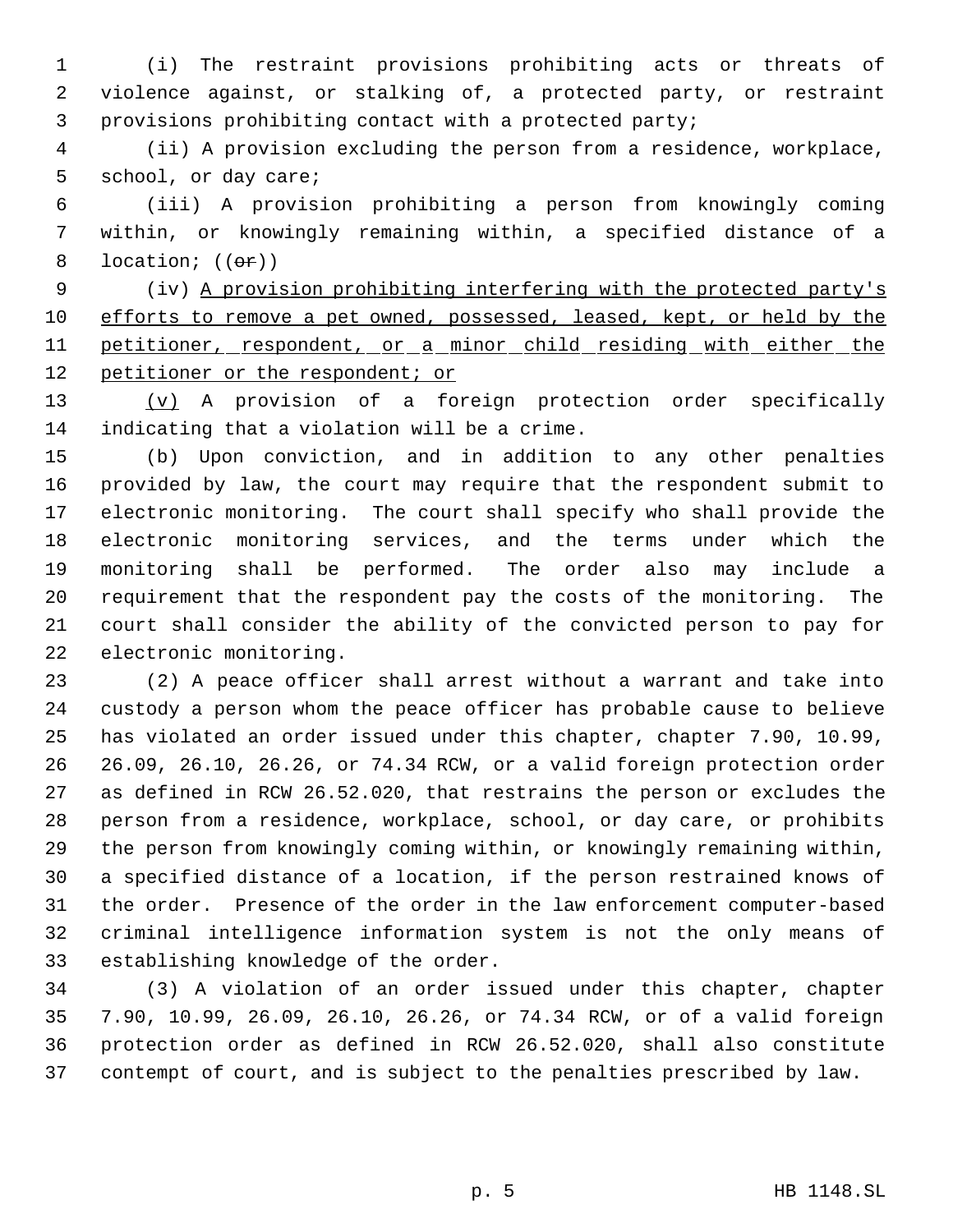(i) The restraint provisions prohibiting acts or threats of violence against, or stalking of, a protected party, or restraint provisions prohibiting contact with a protected party;

(ii) A provision excluding the person from a residence, workplace, school, or day care;

(iii) A provision prohibiting a person from knowingly coming within, or knowingly remaining within, a specified distance of a location; ((~~or~~))

(iv) <u>A provision prohibiting interfering with the protected party's efforts to remove a pet owned, possessed, leased, kept, or held by the petitioner, respondent, or a minor child residing with either the petitioner or the respondent; or</u>

<u>(v)</u> A provision of a foreign protection order specifically indicating that a violation will be a crime.

(b) Upon conviction, and in addition to any other penalties provided by law, the court may require that the respondent submit to electronic monitoring. The court shall specify who shall provide the electronic monitoring services, and the terms under which the monitoring shall be performed. The order also may include a requirement that the respondent pay the costs of the monitoring. The court shall consider the ability of the convicted person to pay for electronic monitoring.

(2) A peace officer shall arrest without a warrant and take into custody a person whom the peace officer has probable cause to believe has violated an order issued under this chapter, chapter 7.90, 10.99, 26.09, 26.10, 26.26, or 74.34 RCW, or a valid foreign protection order as defined in RCW 26.52.020, that restrains the person or excludes the person from a residence, workplace, school, or day care, or prohibits the person from knowingly coming within, or knowingly remaining within, a specified distance of a location, if the person restrained knows of the order. Presence of the order in the law enforcement computer-based criminal intelligence information system is not the only means of establishing knowledge of the order.

(3) A violation of an order issued under this chapter, chapter 7.90, 10.99, 26.09, 26.10, 26.26, or 74.34 RCW, or of a valid foreign protection order as defined in RCW 26.52.020, shall also constitute contempt of court, and is subject to the penalties prescribed by law.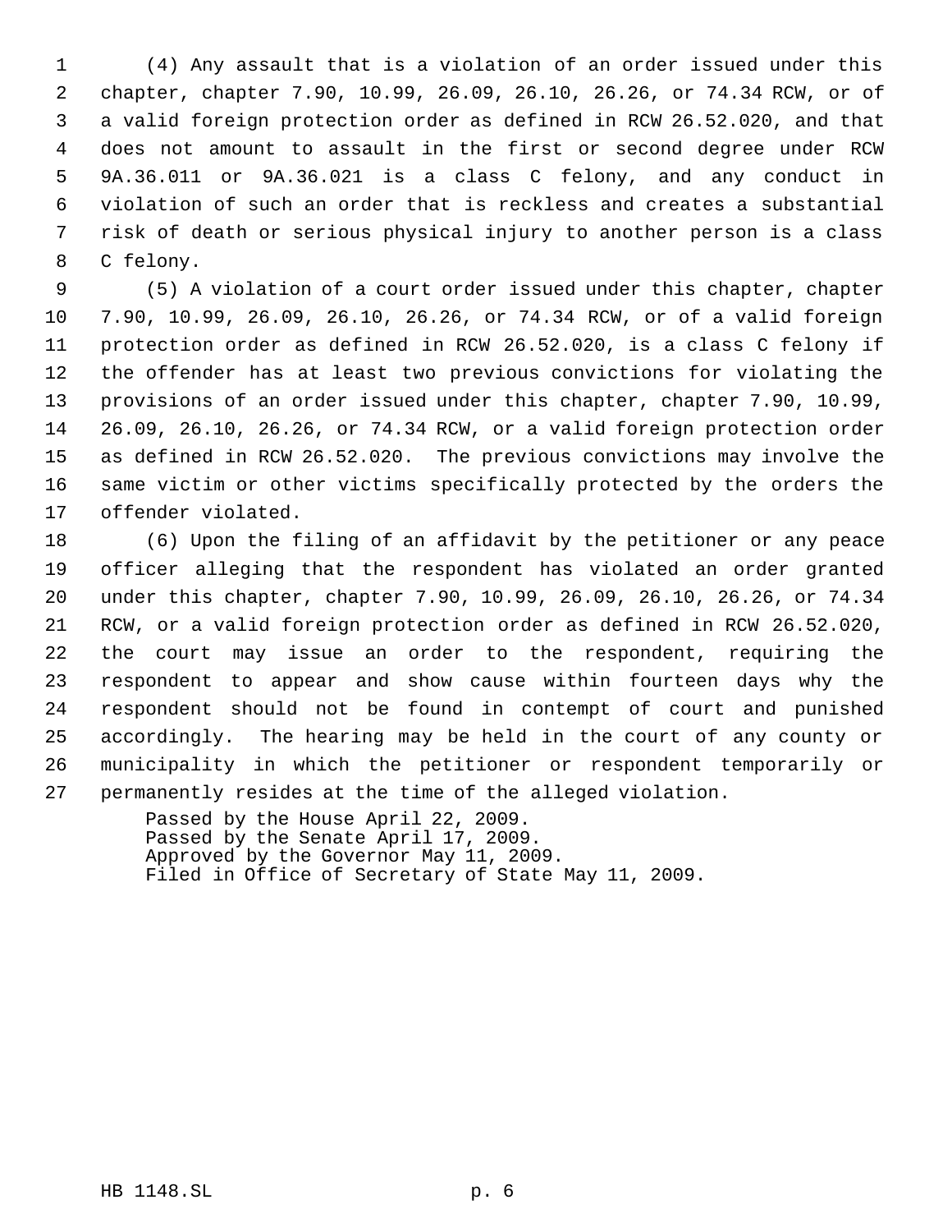(4) Any assault that is a violation of an order issued under this chapter, chapter 7.90, 10.99, 26.09, 26.10, 26.26, or 74.34 RCW, or of a valid foreign protection order as defined in RCW 26.52.020, and that does not amount to assault in the first or second degree under RCW 9A.36.011 or 9A.36.021 is a class C felony, and any conduct in violation of such an order that is reckless and creates a substantial risk of death or serious physical injury to another person is a class C felony.

(5) A violation of a court order issued under this chapter, chapter 7.90, 10.99, 26.09, 26.10, 26.26, or 74.34 RCW, or of a valid foreign protection order as defined in RCW 26.52.020, is a class C felony if the offender has at least two previous convictions for violating the provisions of an order issued under this chapter, chapter 7.90, 10.99, 26.09, 26.10, 26.26, or 74.34 RCW, or a valid foreign protection order as defined in RCW 26.52.020. The previous convictions may involve the same victim or other victims specifically protected by the orders the offender violated.

(6) Upon the filing of an affidavit by the petitioner or any peace officer alleging that the respondent has violated an order granted under this chapter, chapter 7.90, 10.99, 26.09, 26.10, 26.26, or 74.34 RCW, or a valid foreign protection order as defined in RCW 26.52.020, the court may issue an order to the respondent, requiring the respondent to appear and show cause within fourteen days why the respondent should not be found in contempt of court and punished accordingly. The hearing may be held in the court of any county or municipality in which the petitioner or respondent temporarily or permanently resides at the time of the alleged violation.

Passed by the House April 22, 2009.
Passed by the Senate April 17, 2009.
Approved by the Governor May 11, 2009.
Filed in Office of Secretary of State May 11, 2009.